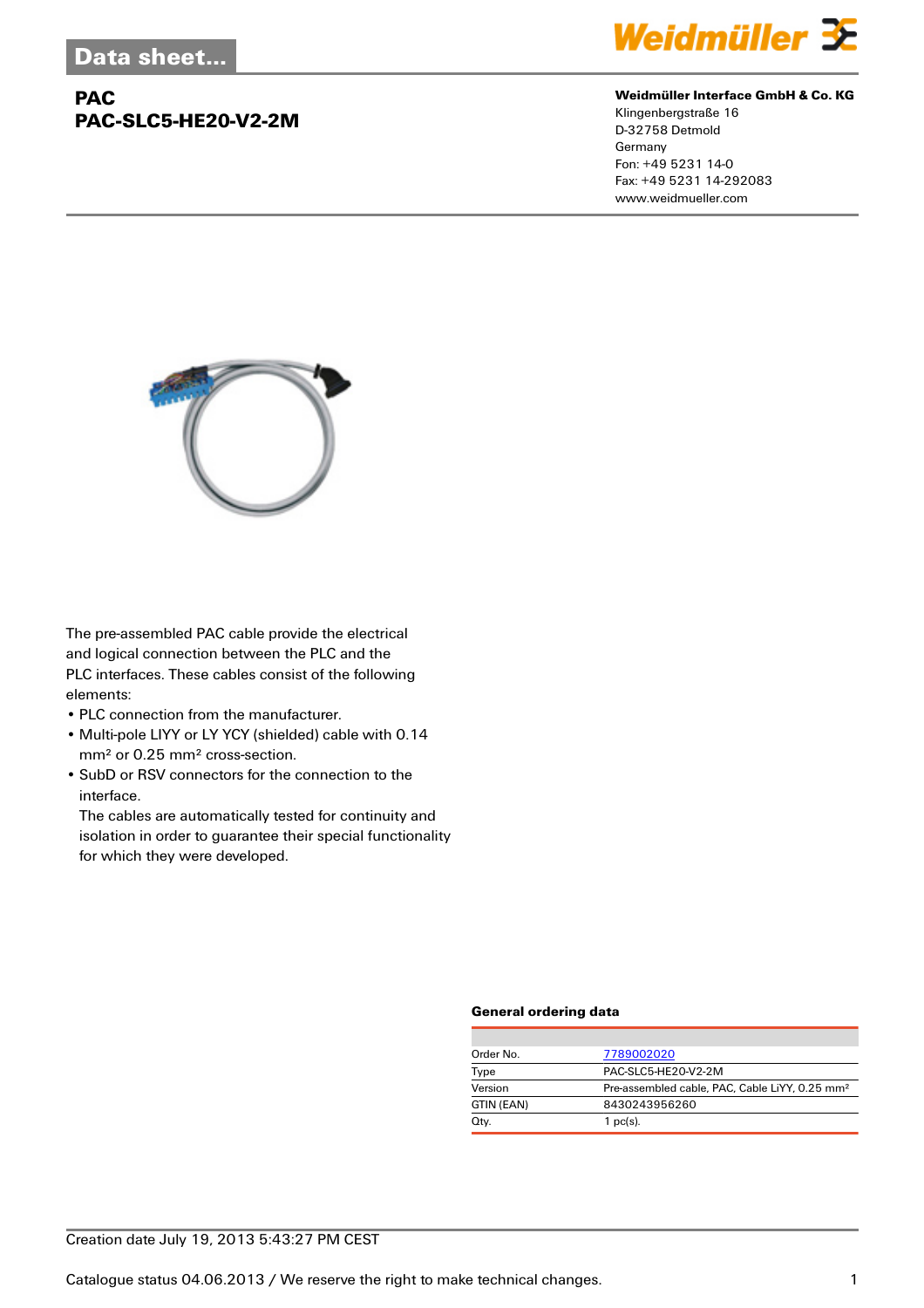Data sheet...

# PAC
# PAC-SLC5-HE20-V2-2M

**Weidmüller Interface GmbH & Co. KG**
Klingenbergstraße 16
D-32758 Detmold
Germany
Fon: +49 5231 14-0
Fax: +49 5231 14-292083
www.weidmueller.com

The pre-assembled PAC cable provide the electrical and logical connection between the PLC and the PLC interfaces. These cables consist of the following elements:

- PLC connection from the manufacturer.
- Multi-pole LIYY or LY YCY (shielded) cable with 0.14 mm² or 0.25 mm² cross-section.
- SubD or RSV connectors for the connection to the interface.
  The cables are automatically tested for continuity and isolation in order to guarantee their special functionality for which they were developed.

### General ordering data

| | |
|---|---|
| Order No. | 7789002020 |
| Type | PAC-SLC5-HE20-V2-2M |
| Version | Pre-assembled cable, PAC, Cable LiYY, 0.25 mm² |
| GTIN (EAN) | 8430243956260 |
| Qty. | 1 pc(s). |

Creation date July 19, 2013 5:43:27 PM CEST

Catalogue status 04.06.2013 / We reserve the right to make technical changes.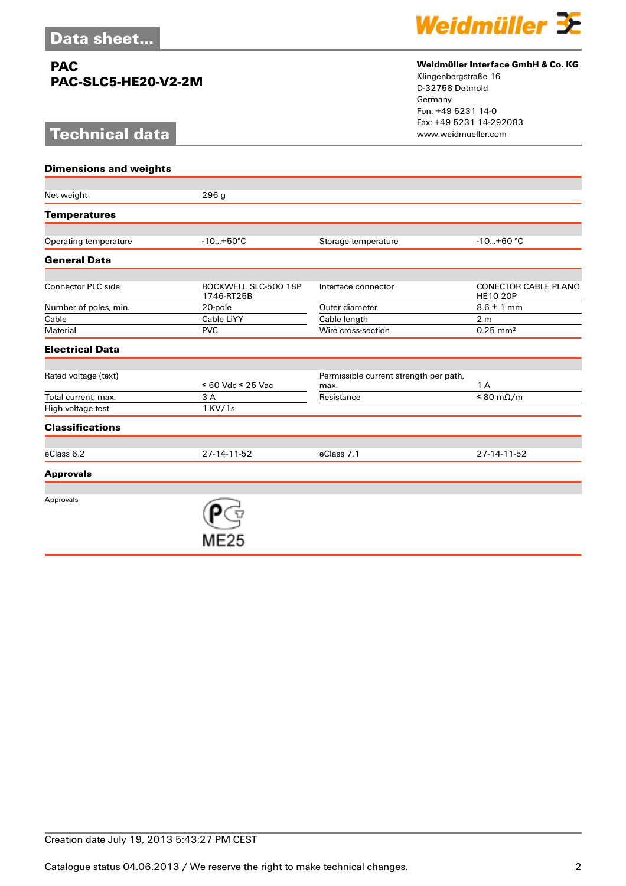# Data sheet...

**PAC**
**PAC-SLC5-HE20-V2-2M**

**Weidmüller Interface GmbH & Co. KG**
Klingenbergstraße 16
D-32758 Detmold
Germany
Fon: +49 5231 14-0
Fax: +49 5231 14-292083
www.weidmueller.com

## Technical data

### Dimensions and weights

| | |
|---|---|
| Net weight | 296 g |

### Temperatures

| | | | |
|---|---|---|---|
| Operating temperature | -10...+50°C | Storage temperature | -10...+60 °C |

### General Data

| | | | |
|---|---|---|---|
| Connector PLC side | ROCKWELL SLC-500 18P 1746-RT25B | Interface connector | CONECTOR CABLE PLANO HE10 20P |
| Number of poles, min. | 20-pole | Outer diameter | 8.6 ± 1 mm |
| Cable | Cable LiYY | Cable length | 2 m |
| Material | PVC | Wire cross-section | 0.25 mm² |

### Electrical Data

| | | | |
|---|---|---|---|
| Rated voltage (text) | ≤ 60 Vdc ≤ 25 Vac | Permissible current strength per path, max. | 1 A |
| Total current, max. | 3 A | Resistance | ≤ 80 mΩ/m |
| High voltage test | 1 KV/1s | | |

### Classifications

| | | | |
|---|---|---|---|
| eClass 6.2 | 27-14-11-52 | eClass 7.1 | 27-14-11-52 |

### Approvals

Approvals

ME25

Creation date July 19, 2013 5:43:27 PM CEST

Catalogue status 04.06.2013 / We reserve the right to make technical changes.